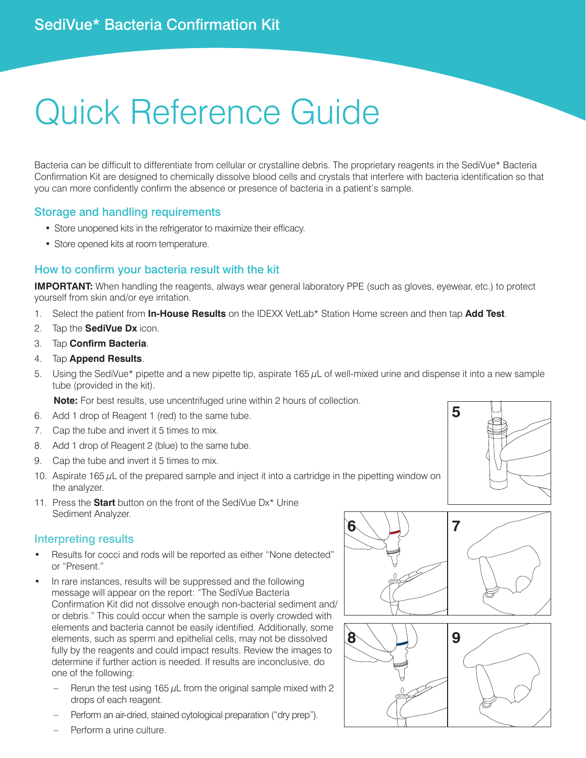SediVue* Bacteria Confirmation Kit

# Quick Reference Guide

Bacteria can be difficult to differentiate from cellular or crystalline debris. The proprietary reagents in the SediVue* Bacteria Confirmation Kit are designed to chemically dissolve blood cells and crystals that interfere with bacteria identification so that you can more confidently confirm the absence or presence of bacteria in a patient's sample.

## Storage and handling requirements

- Store unopened kits in the refrigerator to maximize their efficacy.
- Store opened kits at room temperature.

## How to confirm your bacteria result with the kit

**IMPORTANT:** When handling the reagents, always wear general laboratory PPE (such as gloves, eyewear, etc.) to protect yourself from skin and/or eye irritation.

1. Select the patient from **In-House Results** on the IDEXX VetLab* Station Home screen and then tap **Add Test**.
2. Tap the **SediVue Dx** icon.
3. Tap **Confirm Bacteria**.
4. Tap **Append Results**.
5. Using the SediVue* pipette and a new pipette tip, aspirate 165 $\mu$L of well-mixed urine and dispense it into a new sample tube (provided in the kit).

   **Note:** For best results, use uncentrifuged urine within 2 hours of collection.
6. Add 1 drop of Reagent 1 (red) to the same tube.
7. Cap the tube and invert it 5 times to mix.
8. Add 1 drop of Reagent 2 (blue) to the same tube.
9. Cap the tube and invert it 5 times to mix.
10. Aspirate 165 $\mu$L of the prepared sample and inject it into a cartridge in the pipetting window on the analyzer.
11. Press the **Start** button on the front of the SediVue Dx* Urine Sediment Analyzer.

## Interpreting results

- Results for cocci and rods will be reported as either "None detected" or "Present."
- In rare instances, results will be suppressed and the following message will appear on the report: "The SediVue Bacteria Confirmation Kit did not dissolve enough non-bacterial sediment and/or debris." This could occur when the sample is overly crowded with elements and bacteria cannot be easily identified. Additionally, some elements, such as sperm and epithelial cells, may not be dissolved fully by the reagents and could impact results. Review the images to determine if further action is needed. If results are inconclusive, do one of the following:
  - Rerun the test using 165 $\mu$L from the original sample mixed with 2 drops of each reagent.
  - Perform an air-dried, stained cytological preparation ("dry prep").
  - Perform a urine culture.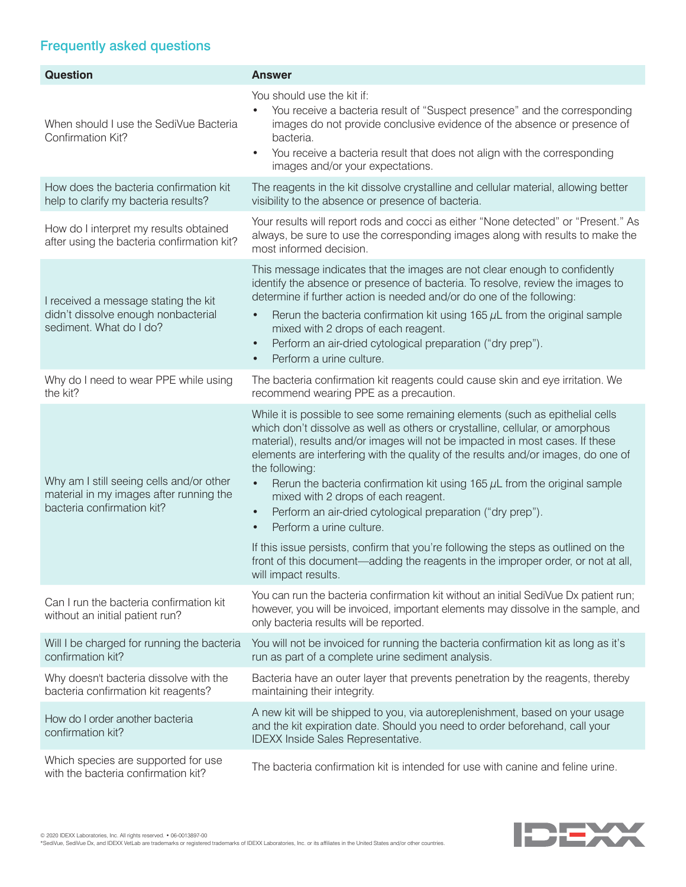## Frequently asked questions

| Question | Answer |
|---|---|
| When should I use the SediVue Bacteria Confirmation Kit? | You should use the kit if:<br>• You receive a bacteria result of "Suspect presence" and the corresponding images do not provide conclusive evidence of the absence or presence of bacteria.<br>• You receive a bacteria result that does not align with the corresponding images and/or your expectations. |
| How does the bacteria confirmation kit help to clarify my bacteria results? | The reagents in the kit dissolve crystalline and cellular material, allowing better visibility to the absence or presence of bacteria. |
| How do I interpret my results obtained after using the bacteria confirmation kit? | Your results will report rods and cocci as either "None detected" or "Present." As always, be sure to use the corresponding images along with results to make the most informed decision. |
| I received a message stating the kit didn't dissolve enough nonbacterial sediment. What do I do? | This message indicates that the images are not clear enough to confidently identify the absence or presence of bacteria. To resolve, review the images to determine if further action is needed and/or do one of the following:<br>• Rerun the bacteria confirmation kit using 165 $\mu$L from the original sample mixed with 2 drops of each reagent.<br>• Perform an air-dried cytological preparation ("dry prep").<br>• Perform a urine culture. |
| Why do I need to wear PPE while using the kit? | The bacteria confirmation kit reagents could cause skin and eye irritation. We recommend wearing PPE as a precaution. |
| Why am I still seeing cells and/or other material in my images after running the bacteria confirmation kit? | While it is possible to see some remaining elements (such as epithelial cells which don't dissolve as well as others or crystalline, cellular, or amorphous material), results and/or images will not be impacted in most cases. If these elements are interfering with the quality of the results and/or images, do one of the following:<br>• Rerun the bacteria confirmation kit using 165 $\mu$L from the original sample mixed with 2 drops of each reagent.<br>• Perform an air-dried cytological preparation ("dry prep").<br>• Perform a urine culture.<br><br>If this issue persists, confirm that you're following the steps as outlined on the front of this document—adding the reagents in the improper order, or not at all, will impact results. |
| Can I run the bacteria confirmation kit without an initial patient run? | You can run the bacteria confirmation kit without an initial SediVue Dx patient run; however, you will be invoiced, important elements may dissolve in the sample, and only bacteria results will be reported. |
| Will I be charged for running the bacteria confirmation kit? | You will not be invoiced for running the bacteria confirmation kit as long as it's run as part of a complete urine sediment analysis. |
| Why doesn't bacteria dissolve with the bacteria confirmation kit reagents? | Bacteria have an outer layer that prevents penetration by the reagents, thereby maintaining their integrity. |
| How do I order another bacteria confirmation kit? | A new kit will be shipped to you, via autoreplenishment, based on your usage and the kit expiration date. Should you need to order beforehand, call your IDEXX Inside Sales Representative. |
| Which species are supported for use with the bacteria confirmation kit? | The bacteria confirmation kit is intended for use with canine and feline urine. |

© 2020 IDEXX Laboratories, Inc. All rights reserved. • 06-0013897-00
*SediVue, SediVue Dx, and IDEXX VetLab are trademarks or registered trademarks of IDEXX Laboratories, Inc. or its affiliates in the United States and/or other countries.

IDEXX